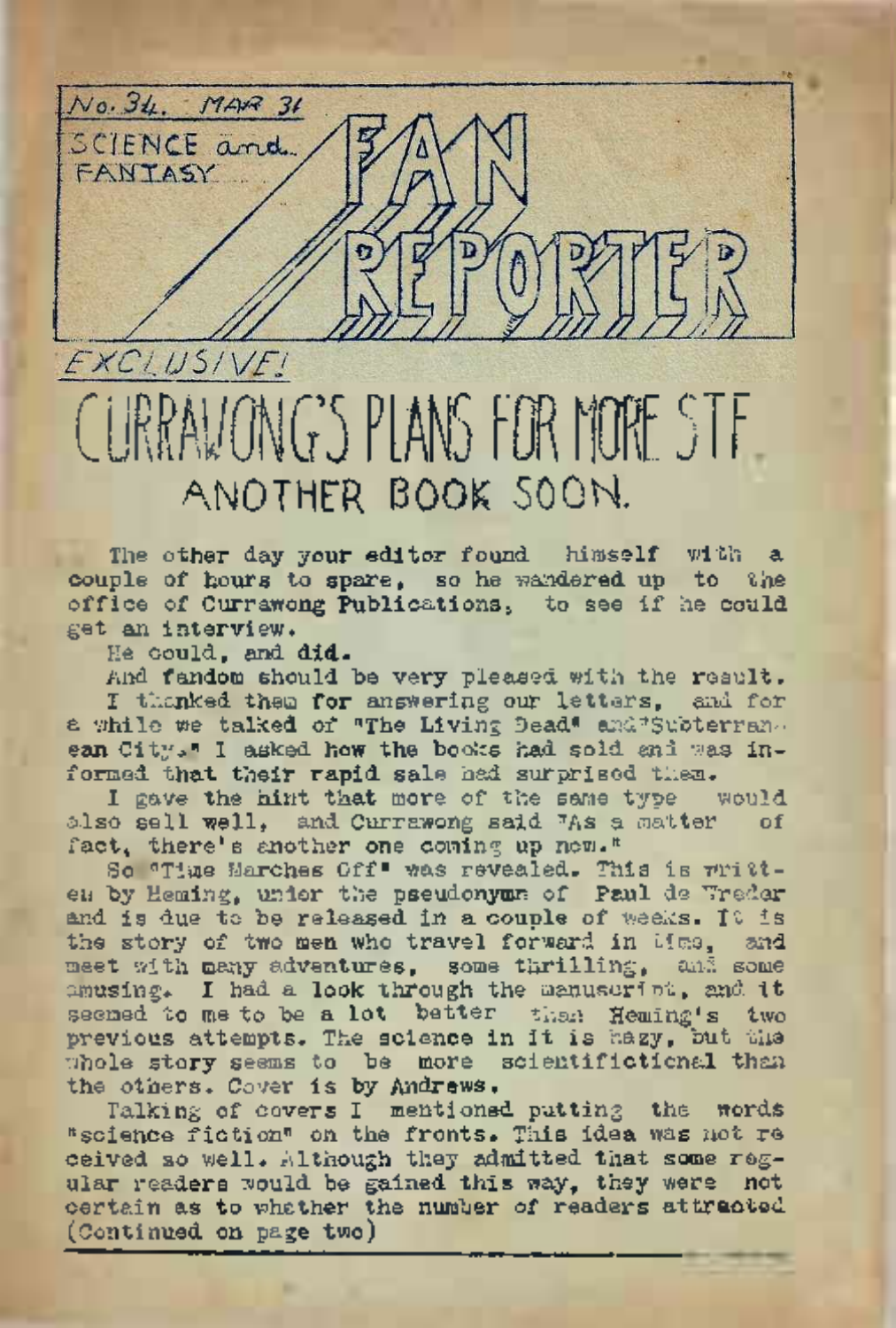No. 34. MAR 31

SCIENCE and FANTASY

# FAN REPORTER

*EXCLUSIVE!*

# CURRAWONG'S PLANS FOR MORE STF

## ANOTHER BOOK SOON.

The other day your editor found himself with a couple of hours to spare, so he wandered up to the office of Currawong Publications, to see if he could get an interview.

He could, and **did.**

And fandom should be very pleased with the result.

I thanked them for answering our letters, and for a while we talked of "The Living Dead" and "Subterranean City." I asked how the books had sold and was informed that their rapid sale had surprised them.

I gave the hint that more of the same type would also sell well, and Currawong said "As a matter of fact, there's another one coming up now."

So "Time Marches Off" was revealed. This is written by Heming, under the pseudonym of Paul de Wreder and is due to be released in a couple of weeks. It is the story of two men who travel forward in time, and meet with many adventures, some thrilling, and some amusing. I had a look through the manuscript, and it seemed to me to be a lot better than Heming's two previous attempts. The science in it is hazy, but the whole story seems to be more scientifictional than the others. Cover is by Andrews.

Talking of covers I mentioned putting the words "science fiction" on the fronts. This idea was not received so well. Although they admitted that some regular readers would be gained this way, they were not certain as to whether the number of readers attracted (Continued on page two)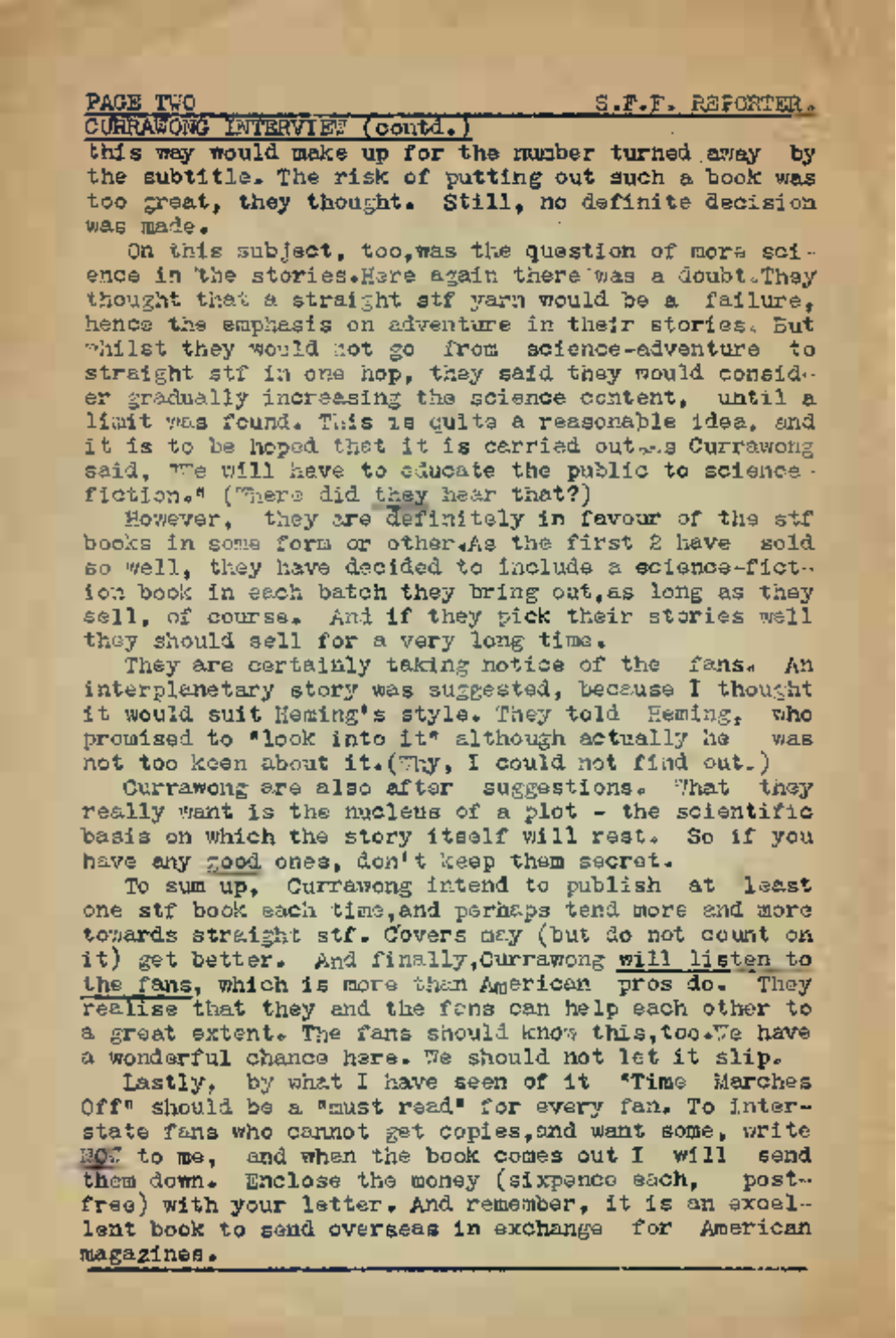CURRAWONG INTERVIEW (contd.)

this way would make up for the number turned away by the subtitle. The risk of putting out such a book was too great, they thought. Still, no definite decision was made.

On this subject, too, was the question of more science in the stories. Here again there was a doubt. They thought that a straight stf yarn would be a failure, hence the emphasis on adventure in their stories. But whilst they would not go from science-adventure to straight stf in one hop, they said they would consider gradually increasing the science content, until a limit was found. This is quite a reasonable idea, and it is to be hoped that it is carried out. As Currawong said, "We will have to educate the public to science-fiction." (Where did they hear that?)

However, they are definitely in favour of the stf books in some form or other. As the first 2 have sold so well, they have decided to include a science-fiction book in each batch they bring out, as long as they sell, of course. And if they pick their stories well they should sell for a very long time.

They are certainly taking notice of the fans. An interplanetary story was suggested, because I thought it would suit Heming's style. They told Heming, who promised to "look into it" although actually he was not too keen about it. (Why, I could not find out.)

Currawong are also after suggestions. What they really want is the nucleus of a plot - the scientific basis on which the story itself will rest. So if you have any good ones, don't keep them secret.

To sum up, Currawong intend to publish at least one stf book each time, and perhaps tend more and more towards straight stf. Covers may (but do not count on it) get better. And finally, Currawong will listen to the fans, which is more than American pros do. They realise that they and the fans can help each other to a great extent. The fans should know this, too. We have a wonderful chance here. We should not let it slip.

Lastly, by what I have seen of it "Time Marches Off" should be a "must read" for every fan. To interstate fans who cannot get copies, and want some, write NOW to me, and when the book comes out I will send them down. Enclose the money (sixpence each, post-free) with your letter. And remember, it is an excellent book to send overseas in exchange for American magazines.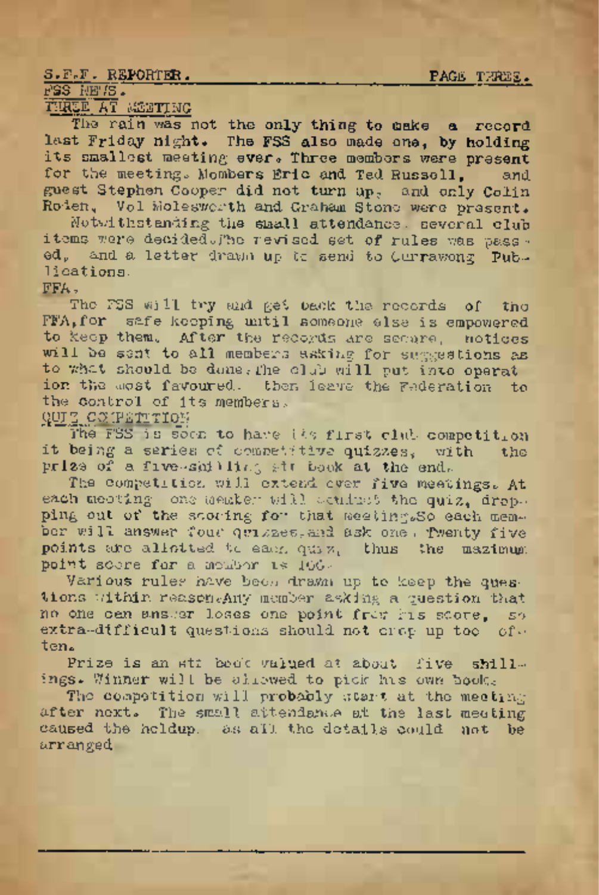## FSS NEWS.

### THREE AT MEETING

The rain was not the only thing to make a record last Friday night. The FSS also made one, by holding its smallest meeting ever. Three members were present for the meeting. Members Eric and Ted Russell, and guest Stephen Cooper did not turn up, and only Colin Roden, Vol Molesworth and Graham Stone were present.

Notwithstanding the small attendance, several club items were decided. The revised set of rules was passed, and a letter drawn up to send to Currawong Publications.

### FFA.

The FSS will try and get back the records of the FFA, for safe keeping until someone else is empowered to keep them. After the records are secure, notices will be sent to all members asking for suggestions as to what should be done. The club will put into operation the most favoured. then leave the Federation to the control of its members.

### QUIZ COMPETITION

The FSS is soon to have its first club competition it being a series of competitive quizzes, with the prize of a five-shilling stf book at the end.

The competition will extend over five meetings. At each meeting one member will conduct the quiz, dropping out of the scoring for that meeting. So each member will answer four quizzes, and ask one. Twenty five points are allotted to each quiz, thus the maximum point score for a member is 100.

Various rules have been drawn up to keep the questions within reason. Any member asking a question that no one can answer loses one point from his score, so extra-difficult questions should not crop up too often.

Prize is an stf book valued at about five shillings. Winner will be allowed to pick his own book.

The competition will probably start at the meeting after next. The small attendance at the last meeting caused the holdup, as all the details could not be arranged.

---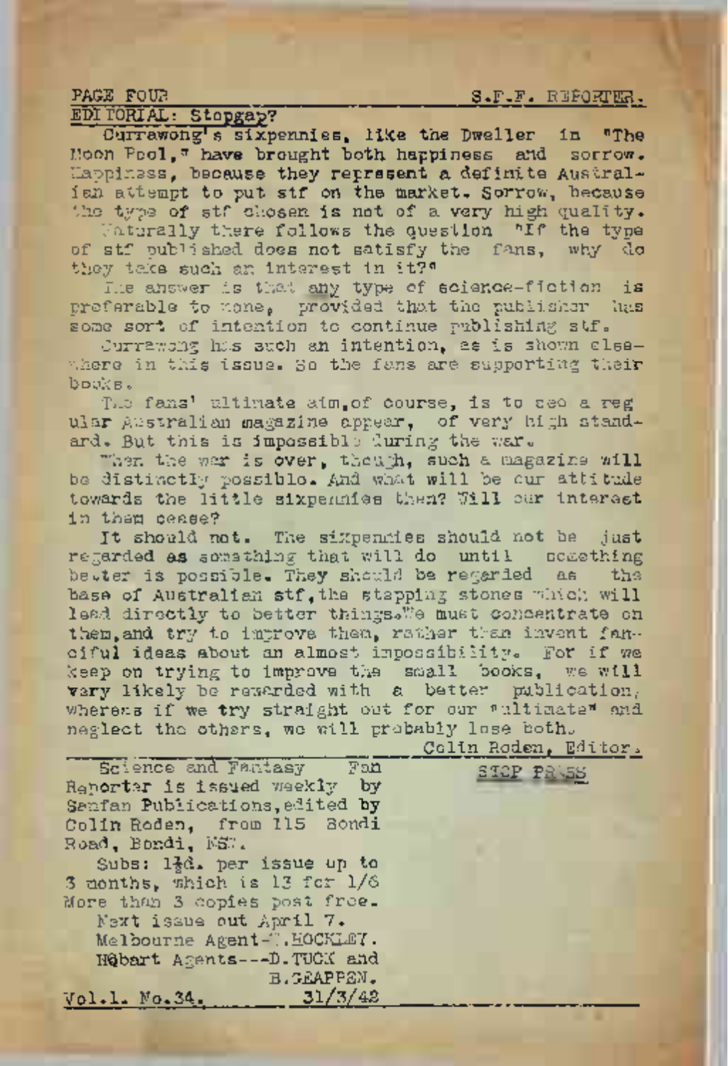## EDITORIAL: Stopgap?

Currawong's sixpennies, like the Dweller in "The Moon Pool," have brought both happiness and sorrow. Happiness, because they represent a definite Australian attempt to put stf on the market. Sorrow, because the type of stf chosen is not of a very high quality.

Naturally there follows the question "If the type of stf published does not satisfy the fans, why do they take such an interest in it?"

The answer is that any type of science-fiction is preferable to none, provided that the publisher has some sort of intention to continue publishing stf.

Currawong has such an intention, as is shown elsewhere in this issue. So the fans are supporting their books.

The fans' ultimate aim, of course, is to see a regular Australian magazine appear, of very high standard. But this is impossible during the war.

When the war is over, though, such a magazine will be distinctly possible. And what will be our attitude towards the little sixpennies then? Will our interest in them cease?

It should not. The sixpennies should not be just regarded as something that will do until something better is possible. They should be regarded as the base of Australian stf, the stepping stones which will lead directly to better things. We must concentrate on them, and try to improve them, rather than invent fanciful ideas about an almost impossibility. For if we keep on trying to improve the small books, we will very likely be rewarded with a better publication, whereas if we try straight out for our "ultimate" and neglect the others, we will probably lose both.

Colin Roden, Editor.

---

Science and Fantasy Fan Reporter is issued weekly by Senfan Publications, edited by Colin Roden, from 115 Bondi Road, Bondi, NSW.

Subs: 1½d. per issue up to 3 months, which is 13 for 1/6. More than 3 copies post free.

Next issue out April 7.

Melbourne Agent--W.HOCKLEY.

Hobart Agents---D.TUCK and B.GEAPPEN.

Vol.1. No.34. 31/3/42

STOP PRESS